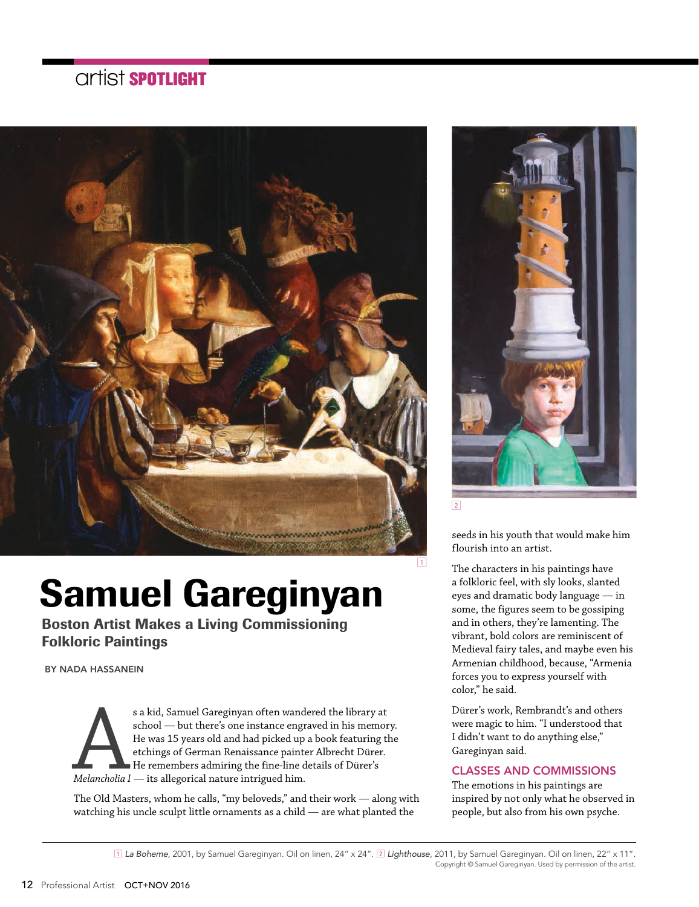artist **SPOTLIGHT**

# Samuel Gareginyan

## Boston Artist Makes a Living Commissioning Folkloric Paintings

BY NADA HASSANEIN

As a kid, Samuel Gareginyan often wandered the library at school — but there's one instance engraved in his memory. He was 15 years old and had picked up a book featuring the etchings of German Renaissance painter Albrecht Dürer. He remembers admiring the fine-line details of Dürer's *Melancholia I* — its allegorical nature intrigued him.

The Old Masters, whom he calls, "my beloveds," and their work — along with watching his uncle sculpt little ornaments as a child — are what planted the seeds in his youth that would make him flourish into an artist.

The characters in his paintings have a folkloric feel, with sly looks, slanted eyes and dramatic body language — in some, the figures seem to be gossiping and in others, they're lamenting. The vibrant, bold colors are reminiscent of Medieval fairy tales, and maybe even his Armenian childhood, because, "Armenia forces you to express yourself with color," he said.

Dürer's work, Rembrandt's and others were magic to him. "I understood that I didn't want to do anything else," Gareginyan said.

### CLASSES AND COMMISSIONS

The emotions in his paintings are inspired by not only what he observed in people, but also from his own psyche.

[1] *La Boheme*, 2001, by Samuel Gareginyan. Oil on linen, 24" x 24". [2] *Lighthouse*, 2011, by Samuel Gareginyan. Oil on linen, 22" x 11". Copyright © Samuel Gareginyan. Used by permission of the artist.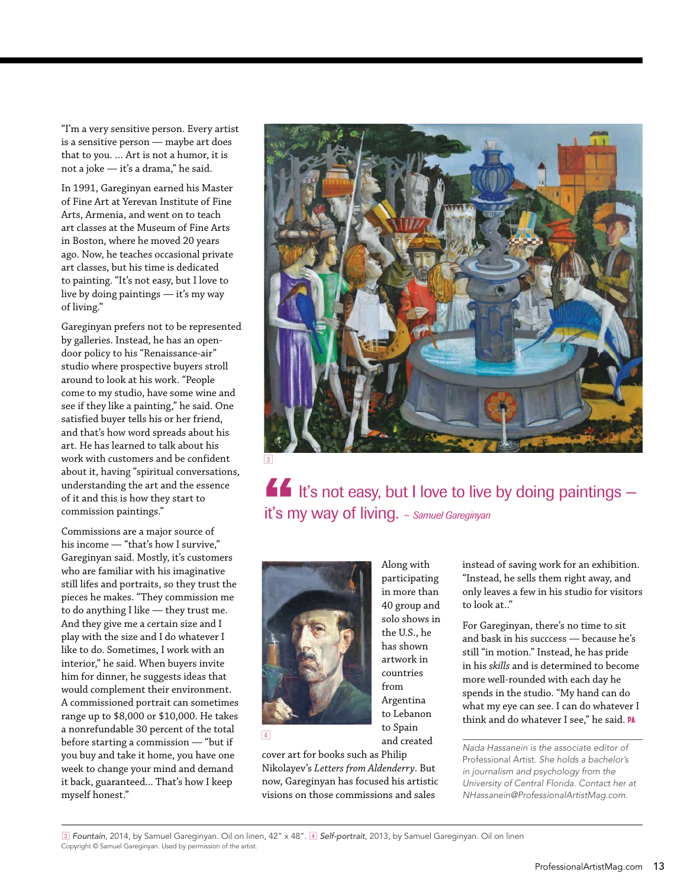"I'm a very sensitive person. Every artist is a sensitive person — maybe art does that to you. … Art is not a humor, it is not a joke — it's a drama," he said.

In 1991, Gareginyan earned his Master of Fine Art at Yerevan Institute of Fine Arts, Armenia, and went on to teach art classes at the Museum of Fine Arts in Boston, where he moved 20 years ago. Now, he teaches occasional private art classes, but his time is dedicated to painting. "It's not easy, but I love to live by doing paintings — it's my way of living."

Gareginyan prefers not to be represented by galleries. Instead, he has an open-door policy to his "Renaissance-air" studio where prospective buyers stroll around to look at his work. "People come to my studio, have some wine and see if they like a painting," he said. One satisfied buyer tells his or her friend, and that's how word spreads about his art. He has learned to talk about his work with customers and be confident about it, having "spiritual conversations, understanding the art and the essence of it and this is how they start to commission paintings."

Commissions are a major source of his income — "that's how I survive," Gareginyan said. Mostly, it's customers who are familiar with his imaginative still lifes and portraits, so they trust the pieces he makes. "They commission me to do anything I like — they trust me. And they give me a certain size and I play with the size and I do whatever I like to do. Sometimes, I work with an interior," he said. When buyers invite him for dinner, he suggests ideas that would complement their environment. A commissioned portrait can sometimes range up to $8,000 or $10,000. He takes a nonrefundable 30 percent of the total before starting a commission — "but if you buy and take it home, you have one week to change your mind and demand it back, guaranteed... That's how I keep myself honest."

> It's not easy, but I love to live by doing paintings — it's my way of living. ~ *Samuel Gareginyan*

Along with participating in more than 40 group and solo shows in the U.S., he has shown artwork in countries from Argentina to Lebanon to Spain and created cover art for books such as Philip Nikolayev's *Letters from Aldenderry*. But now, Gareginyan has focused his artistic visions on those commissions and sales instead of saving work for an exhibition. "Instead, he sells them right away, and only leaves a few in his studio for visitors to look at.."

For Gareginyan, there's no time to sit and bask in his succcess — because he's still "in motion." Instead, he has pride in his *skills* and is determined to become more well-rounded with each day he spends in the studio. "My hand can do what my eye can see. I can do whatever I think and do whatever I see," he said. **PA**

*Nada Hassanein is the associate editor of Professional Artist. She holds a bachelor's in journalism and psychology from the University of Central Florida. Contact her at NHassanein@ProfessionalArtistMag.com.*

[3] *Fountain*, 2014, by Samuel Gareginyan. Oil on linen, 42" x 48". [4] *Self-portrait*, 2013, by Samuel Gareginyan. Oil on linen
Copyright © Samuel Gareginyan. Used by permission of the artist.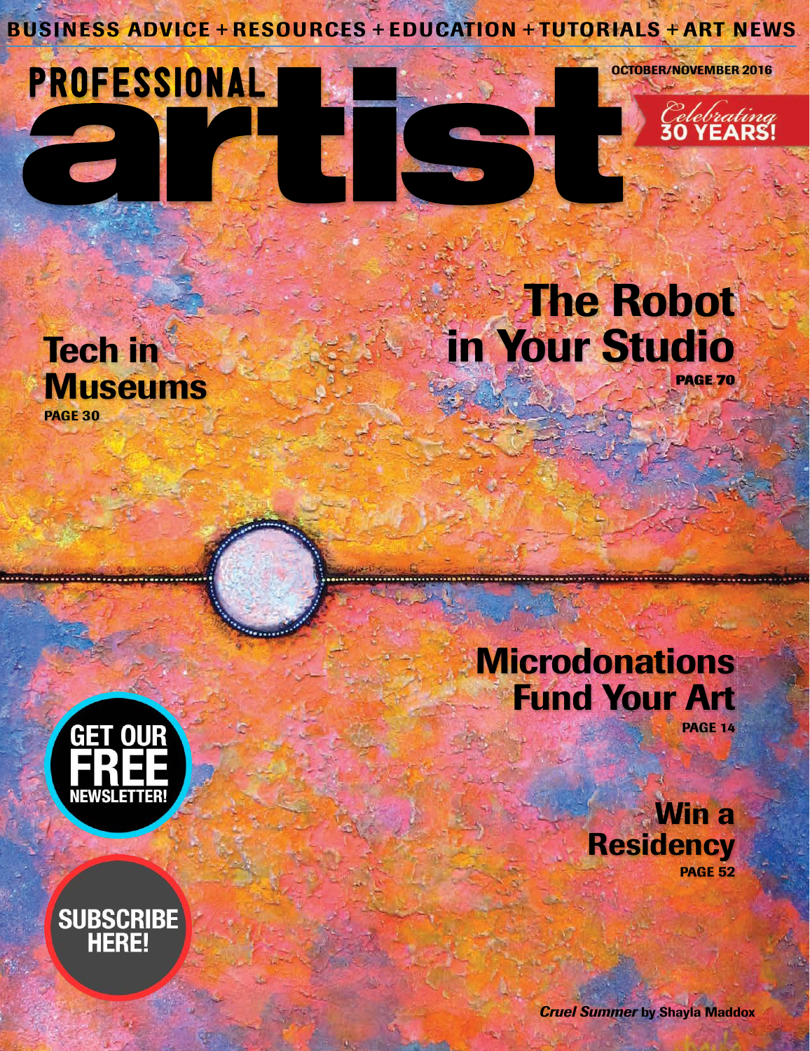BUSINESS ADVICE + RESOURCES + EDUCATION + TUTORIALS + ART NEWS

# PROFESSIONAL artist

OCTOBER/NOVEMBER 2016

*Celebrating* 30 YEARS!

## The Robot in Your Studio
PAGE 70

## Tech in Museums
PAGE 30

## Microdonations Fund Your Art
PAGE 14

## Win a Residency
PAGE 52

GET OUR FREE NEWSLETTER!

SUBSCRIBE HERE!

***Cruel Summer*** **by Shayla Maddox**